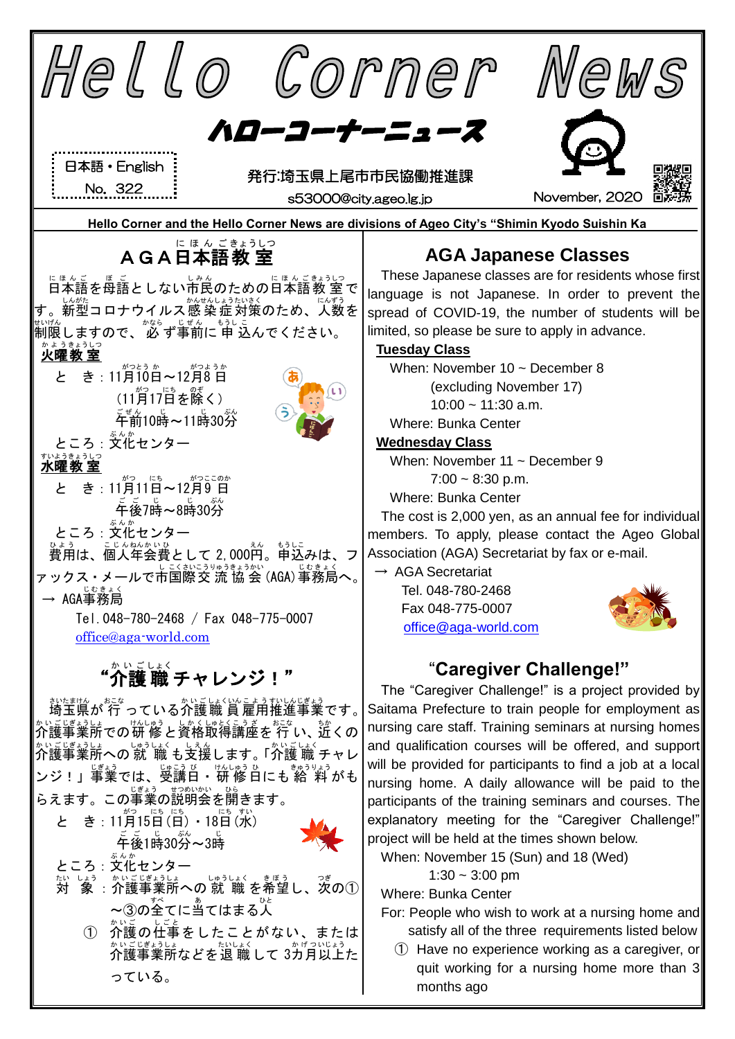# Hello Corner News

## ハローコーナーニュース

日本語・English
No. 322

発行:埼玉県上尾市市民協働推進課
s53000@city.ageo.lg.jp

November, 2020

Hello Corner and the Hello Corner News are divisions of Ageo City's "Shimin Kyodo Suishin Ka

## ＡＧＡ日本語教室

日本語を母語としない市民のための日本語教室です。新型コロナウイルス感染症対策のため、人数を制限しますので、必ず事前に申込んでください。

**火曜教室**

と　き：11月10日～12月8日
（11月17日を除く）
午前10時～11時30分

ところ：文化センター

**水曜教室**

と　き：11月11日～12月9日
午後7時～8時30分

ところ：文化センター

費用は、個人年会費として2,000円。申込みは、ファックス・メールで市国際交流協会(AGA)事務局へ。

→ AGA事務局
Tel.048-780-2468 / Fax 048-775-0007
office@aga-world.com

## "介護職チャレンジ！"

埼玉県が行っている介護職員雇用推進事業です。介護事業所での研修と資格取得講座を行い、近くの介護事業所への就職も支援します。「介護職チャレンジ！」事業では、受講日・研修日にも給料がもらえます。この事業の説明会を開きます。

と　き：11月15日（日）・18日（水）
午後1時30分～3時

ところ：文化センター

対　象：介護事業所への就職を希望し、次の①～③の全てに当てはまる人

① 介護の仕事をしたことがない、または介護事業所などを退職して3カ月以上たっている。

## AGA Japanese Classes

These Japanese classes are for residents whose first language is not Japanese. In order to prevent the spread of COVID-19, the number of students will be limited, so please be sure to apply in advance.

**Tuesday Class**

When: November 10 ~ December 8
(excluding November 17)
10:00 ~ 11:30 a.m.

Where: Bunka Center

**Wednesday Class**

When: November 11 ~ December 9
7:00 ~ 8:30 p.m.

Where: Bunka Center

The cost is 2,000 yen, as an annual fee for individual members. To apply, please contact the Ageo Global Association (AGA) Secretariat by fax or e-mail.

→ AGA Secretariat
Tel. 048-780-2468
Fax 048-775-0007
office@aga-world.com

## "Caregiver Challenge!"

The "Caregiver Challenge!" is a project provided by Saitama Prefecture to train people for employment as nursing care staff. Training seminars at nursing homes and qualification courses will be offered, and support will be provided for participants to find a job at a local nursing home. A daily allowance will be paid to the participants of the training seminars and courses. The explanatory meeting for the "Caregiver Challenge!" project will be held at the times shown below.

When: November 15 (Sun) and 18 (Wed)
1:30 ~ 3:00 pm

Where: Bunka Center

For: People who wish to work at a nursing home and satisfy all of the three requirements listed below

① Have no experience working as a caregiver, or quit working for a nursing home more than 3 months ago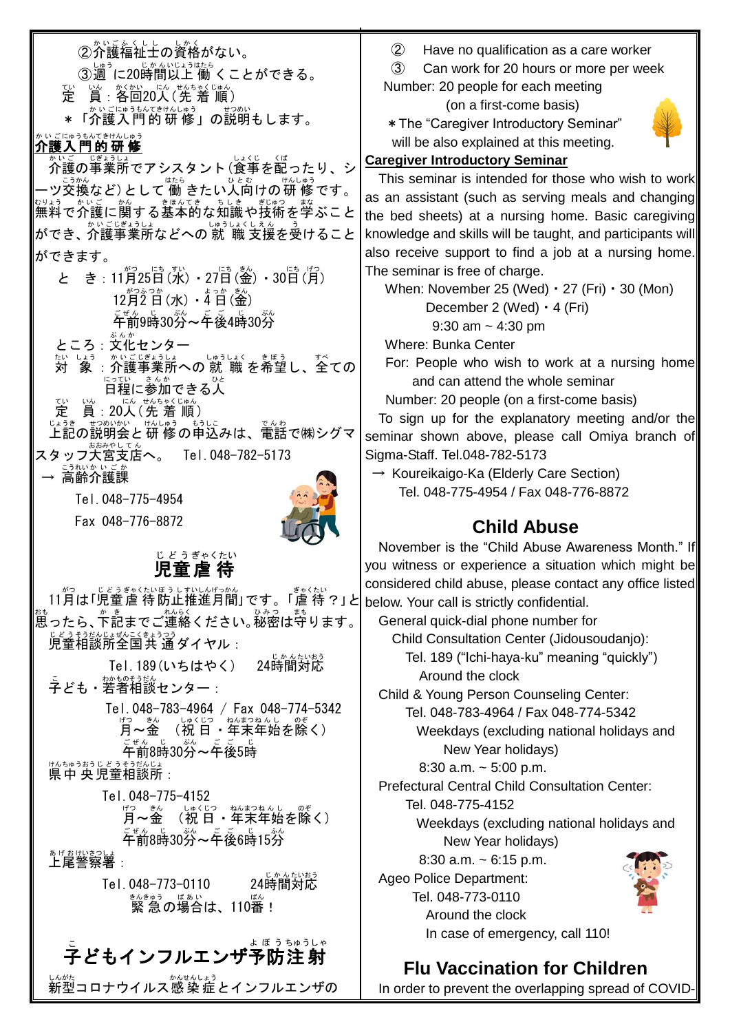②介護福祉士の資格がない。

③週に20時間以上働くことができる。

定　員：各回20人（先着順）

＊「介護入門的研修」の説明もします。

**介護入門的研修**

介護の事業所でアシスタント（食事を配ったり、シーツ交換など）として働きたい人向けの研修です。無料で介護に関する基本的な知識や技術を学ぶことができ、介護事業所などへの就職支援を受けることができます。

と　き：11月25日（水）・27日（金）・30日（月）

12月2日（水）・4日（金）

午前9時30分～午後4時30分

ところ：文化センター

対　象：介護事業所への就職を希望し、全ての日程に参加できる人

定　員：20人（先着順）

上記の説明会と研修の申込みは、電話で㈱シグマスタッフ大宮支店へ。　Tel.048-782-5173

→ 高齢介護課

Tel.048-775-4954

Fax 048-776-8872

## 児童虐待

11月は「児童虐待防止推進月間」です。「虐待？」と思ったら、下記までご連絡ください。秘密は守ります。

児童相談所全国共通ダイヤル：

Tel.189（いちはやく）　24時間対応

子ども・若者相談センター：

Tel.048-783-4964 / Fax 048-774-5342

月～金　（祝日・年末年始を除く）

午前8時30分～午後5時

県中央児童相談所：

Tel.048-775-4152

月～金　（祝日・年末年始を除く）

午前8時30分～午後6時15分

上尾警察署：

Tel.048-773-0110　　24時間対応

緊急の場合は、110番！

## 子どもインフルエンザ予防注射

新型コロナウイルス感染症とインフルエンザの

② Have no qualification as a care worker

③ Can work for 20 hours or more per week

Number: 20 people for each meeting (on a first-come basis)

＊The "Caregiver Introductory Seminar" will be also explained at this meeting.

**Caregiver Introductory Seminar**

This seminar is intended for those who wish to work as an assistant (such as serving meals and changing the bed sheets) at a nursing home. Basic caregiving knowledge and skills will be taught, and participants will also receive support to find a job at a nursing home. The seminar is free of charge.

When: November 25 (Wed)・27 (Fri)・30 (Mon)

December 2 (Wed)・4 (Fri)

9:30 am ~ 4:30 pm

Where: Bunka Center

For: People who wish to work at a nursing home and can attend the whole seminar

Number: 20 people (on a first-come basis)

To sign up for the explanatory meeting and/or the seminar shown above, please call Omiya branch of Sigma-Staff. Tel.048-782-5173

→ Koureikaigo-Ka (Elderly Care Section)

Tel. 048-775-4954 / Fax 048-776-8872

## Child Abuse

November is the "Child Abuse Awareness Month." If you witness or experience a situation which might be considered child abuse, please contact any office listed below. Your call is strictly confidential.

General quick-dial phone number for Child Consultation Center (Jidousoudanjo):

Tel. 189 ("Ichi-haya-ku" meaning "quickly")

Around the clock

Child & Young Person Counseling Center:

Tel. 048-783-4964 / Fax 048-774-5342

Weekdays (excluding national holidays and New Year holidays)

8:30 a.m. ~ 5:00 p.m.

Prefectural Central Child Consultation Center:

Tel. 048-775-4152

Weekdays (excluding national holidays and New Year holidays)

8:30 a.m. ~ 6:15 p.m.

Ageo Police Department:

Tel. 048-773-0110

Around the clock

In case of emergency, call 110!

## Flu Vaccination for Children

In order to prevent the overlapping spread of COVID-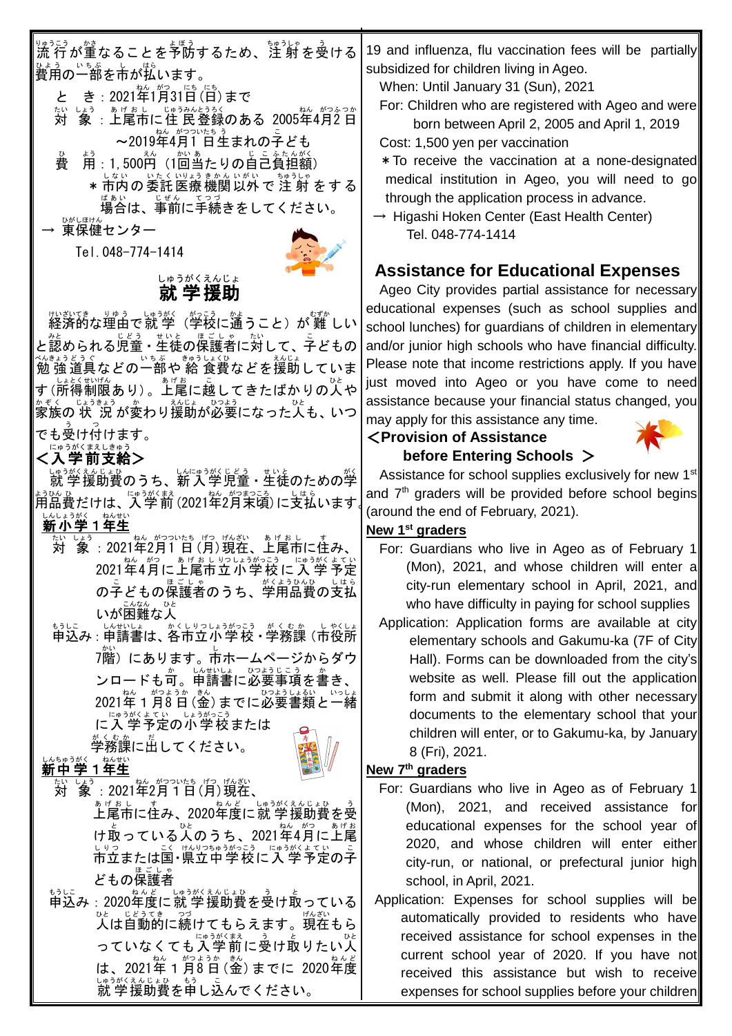流行が重なることを予防するため、注射を受ける費用の一部を市が払います。

と　き：2021年1月31日（日）まで

対　象：上尾市に住民登録のある 2005年4月2日～2019年4月1日生まれの子ども

費　用：1,500円（1回当たりの自己負担額）

＊市内の委託医療機関以外で注射をする場合は、事前に手続きをしてください。

→ 東保健センター

Tel.048-774-1414

## 就学援助

経済的な理由で就学（学校に通うこと）が難しいと認められる児童・生徒の保護者に対して、子どもの勉強道具などの一部や給食費などを援助しています（所得制限あり）。上尾に越してきたばかりの人や家族の状況が変わり援助が必要になった人も、いつでも受け付けます。

### ＜入学前支給＞

就学援助費のうち、新入学児童・生徒のための学用品費だけは、入学前（2021年2月末頃）に支払います。

**新小学1年生**

対　象：2021年2月1日（月）現在、上尾市に住み、2021年4月に上尾市立小学校に入学予定の子どもの保護者のうち、学用品費の支払いが困難な人

申込み：申請書は、各市立小学校・学務課（市役所7階）にあります。市ホームページからダウンロードも可。申請書に必要事項を書き、2021年1月8日（金）までに必要書類と一緒に入学予定の小学校または学務課に出してください。

**新中学1年生**

対　象：2021年2月1日（月）現在、上尾市に住み、2020年度に就学援助費を受け取っている人のうち、2021年4月に上尾市立または国・県立中学校に入学予定の子どもの保護者

申込み：2020年度に就学援助費を受け取っている人は自動的に続けてもらえます。現在もらっていなくても入学前に受け取りたい人は、2021年1月8日（金）までに 2020年度就学援助費を申し込んでください。

19 and influenza, flu vaccination fees will be partially subsidized for children living in Ageo.

When: Until January 31 (Sun), 2021

For: Children who are registered with Ageo and were born between April 2, 2005 and April 1, 2019

Cost: 1,500 yen per vaccination

＊To receive the vaccination at a none-designated medical institution in Ageo, you will need to go through the application process in advance.

→ Higashi Hoken Center (East Health Center)

Tel. 048-774-1414

## Assistance for Educational Expenses

Ageo City provides partial assistance for necessary educational expenses (such as school supplies and school lunches) for guardians of children in elementary and/or junior high schools who have financial difficulty. Please note that income restrictions apply. If you have just moved into Ageo or you have come to need assistance because your financial status changed, you may apply for this assistance any time.

### ＜Provision of Assistance before Entering Schools ＞

Assistance for school supplies exclusively for new 1st and 7th graders will be provided before school begins (around the end of February, 2021).

**New 1st graders**

For: Guardians who live in Ageo as of February 1 (Mon), 2021, and whose children will enter a city-run elementary school in April, 2021, and who have difficulty in paying for school supplies

Application: Application forms are available at city elementary schools and Gakumu-ka (7F of City Hall). Forms can be downloaded from the city's website as well. Please fill out the application form and submit it along with other necessary documents to the elementary school that your children will enter, or to Gakumu-ka, by January 8 (Fri), 2021.

**New 7th graders**

For: Guardians who live in Ageo as of February 1 (Mon), 2021, and received assistance for educational expenses for the school year of 2020, and whose children will enter either city-run, or national, or prefectural junior high school, in April, 2021.

Application: Expenses for school supplies will be automatically provided to residents who have received assistance for school expenses in the current school year of 2020. If you have not received this assistance but wish to receive expenses for school supplies before your children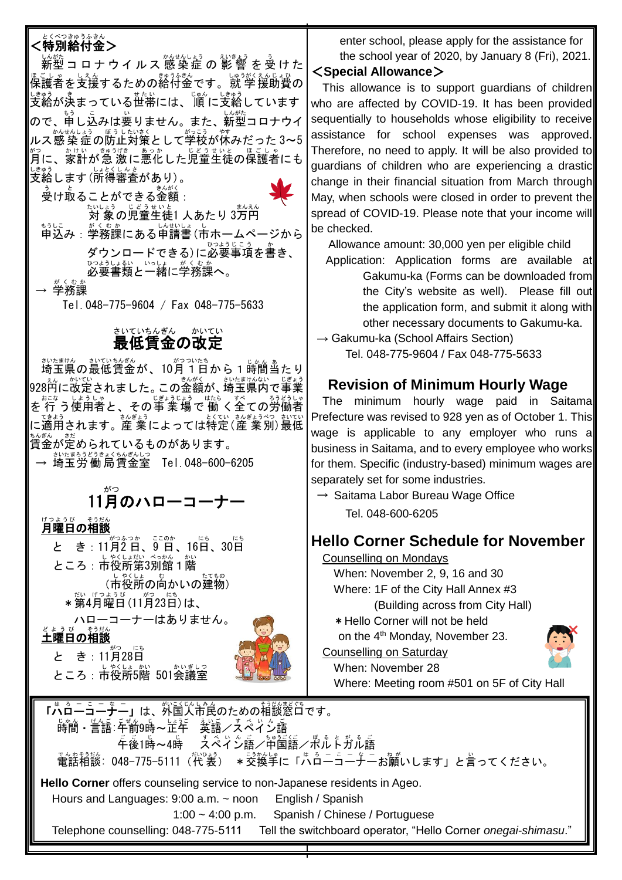## ＜特別給付金＞

新型コロナウイルス感染症の影響を受けた保護者を支援するための給付金です。就学援助費の支給が決まっている世帯には、順に支給していますので、申し込みは要りません。また、新型コロナウイルス感染症の防止対策として学校が休みだった 3～5 月に、家計が急激に悪化した児童生徒の保護者にも支給します（所得審査があり）。

受け取ることができる金額：対象の児童生徒1 人あたり 3万円

申込み：学務課にある申請書（市ホームページからダウンロードできる）に必要事項を書き、必要書類と一緒に学務課へ。

→ 学務課
Tel．048-775-9604 / Fax 048-775-5633

## 最低賃金の改定

埼玉県の最低賃金が、10月１日から１時間当たり928円に改定されました。この金額が、埼玉県内で事業を行う使用者と、その事業場で働く全ての労働者に適用されます。産業によっては特定（産業別）最低賃金が定められているものがあります。

→ 埼玉労働局賃金室　Tel．048-600-6205

## 11月のハローコーナー

**月曜日の相談**

とき：11月2日、9日、16日、30日
ところ：市役所第3別館１階
（市役所の向かいの建物）
＊第4月曜日（11月23日）は、ハローコーナーはありません。

**土曜日の相談**

とき：11月28日
ところ：市役所5階 501会議室

enter school, please apply for the assistance for the school year of 2020, by January 8 (Fri), 2021.

## ＜Special Allowance＞

This allowance is to support guardians of children who are affected by COVID-19. It has been provided sequentially to households whose eligibility to receive assistance for school expenses was approved. Therefore, no need to apply. It will be also provided to guardians of children who are experiencing a drastic change in their financial situation from March through May, when schools were closed in order to prevent the spread of COVID-19. Please note that your income will be checked.

Allowance amount: 30,000 yen per eligible child

Application: Application forms are available at Gakumu-ka (Forms can be downloaded from the City's website as well). Please fill out the application form, and submit it along with other necessary documents to Gakumu-ka.

→ Gakumu-ka (School Affairs Section)
Tel. 048-775-9604 / Fax 048-775-5633

## Revision of Minimum Hourly Wage

The minimum hourly wage paid in Saitama Prefecture was revised to 928 yen as of October 1. This wage is applicable to any employer who runs a business in Saitama, and to every employee who works for them. Specific (industry-based) minimum wages are separately set for some industries.

→ Saitama Labor Bureau Wage Office
Tel. 048-600-6205

## Hello Corner Schedule for November

Counselling on Mondays

When: November 2, 9, 16 and 30
Where: 1F of the City Hall Annex #3
(Building across from City Hall)
＊Hello Corner will not be held on the 4th Monday, November 23.

Counselling on Saturday

When: November 28
Where: Meeting room #501 on 5F of City Hall

---

「ハローコーナー」は、外国人市民のための相談窓口です。
時間・言語：午前9時～正午　英語／スペイン語
午後1時～4時　スペイン語／中国語／ポルトガル語
電話相談：048-775-5111（代表）　＊交換手に「ハローコーナーお願いします」と言ってください。

**Hello Corner** offers counseling service to non-Japanese residents in Ageo.
Hours and Languages: 9:00 a.m. ~ noon　English / Spanish
1:00 ~ 4:00 p.m.　Spanish / Chinese / Portuguese
Telephone counselling: 048-775-5111　Tell the switchboard operator, "Hello Corner *onegai-shimasu*."